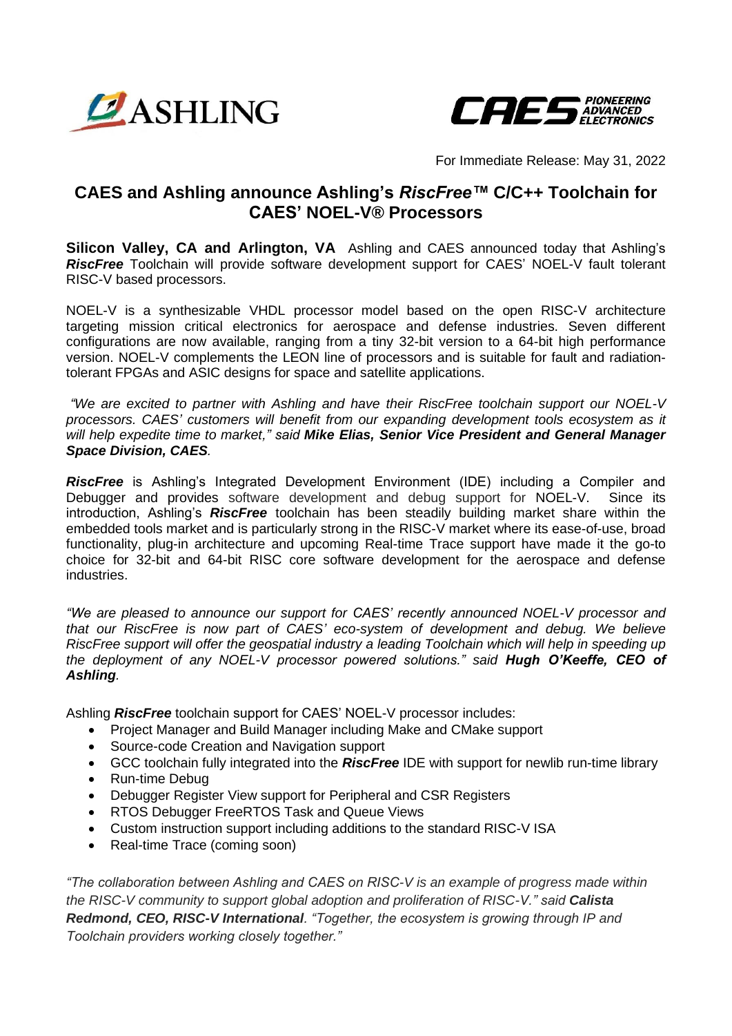ASHLING

CAES PIONEERING ADVANCED ELECTRONICS

For Immediate Release: May 31, 2022

# CAES and Ashling announce Ashling's *RiscFree*™ C/C++ Toolchain for CAES' NOEL-V® Processors

**Silicon Valley, CA and Arlington, VA** Ashling and CAES announced today that Ashling's ***RiscFree*** Toolchain will provide software development support for CAES' NOEL-V fault tolerant RISC-V based processors.

NOEL-V is a synthesizable VHDL processor model based on the open RISC-V architecture targeting mission critical electronics for aerospace and defense industries. Seven different configurations are now available, ranging from a tiny 32-bit version to a 64-bit high performance version. NOEL-V complements the LEON line of processors and is suitable for fault and radiation-tolerant FPGAs and ASIC designs for space and satellite applications.

*"We are excited to partner with Ashling and have their RiscFree toolchain support our NOEL-V processors. CAES' customers will benefit from our expanding development tools ecosystem as it will help expedite time to market," said **Mike Elias, Senior Vice President and General Manager Space Division, CAES**.*

***RiscFree*** is Ashling's Integrated Development Environment (IDE) including a Compiler and Debugger and provides software development and debug support for NOEL-V. Since its introduction, Ashling's ***RiscFree*** toolchain has been steadily building market share within the embedded tools market and is particularly strong in the RISC-V market where its ease-of-use, broad functionality, plug-in architecture and upcoming Real-time Trace support have made it the go-to choice for 32-bit and 64-bit RISC core software development for the aerospace and defense industries.

*"We are pleased to announce our support for CAES' recently announced NOEL-V processor and that our RiscFree is now part of CAES' eco-system of development and debug. We believe RiscFree support will offer the geospatial industry a leading Toolchain which will help in speeding up the deployment of any NOEL-V processor powered solutions." said **Hugh O'Keeffe, CEO of Ashling**.*

Ashling ***RiscFree*** toolchain support for CAES' NOEL-V processor includes:

- Project Manager and Build Manager including Make and CMake support
- Source-code Creation and Navigation support
- GCC toolchain fully integrated into the ***RiscFree*** IDE with support for newlib run-time library
- Run-time Debug
- Debugger Register View support for Peripheral and CSR Registers
- RTOS Debugger FreeRTOS Task and Queue Views
- Custom instruction support including additions to the standard RISC-V ISA
- Real-time Trace (coming soon)

*"The collaboration between Ashling and CAES on RISC-V is an example of progress made within the RISC-V community to support global adoption and proliferation of RISC-V." said **Calista Redmond, CEO, RISC-V International**. "Together, the ecosystem is growing through IP and Toolchain providers working closely together."*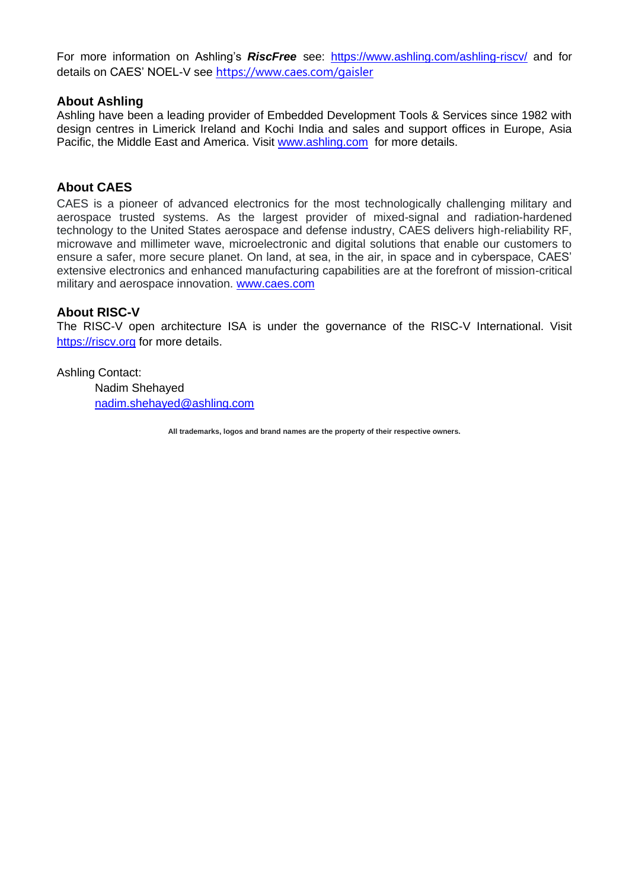For more information on Ashling's ***RiscFree*** see: https://www.ashling.com/ashling-riscv/ and for details on CAES' NOEL-V see https://www.caes.com/gaisler

## About Ashling

Ashling have been a leading provider of Embedded Development Tools & Services since 1982 with design centres in Limerick Ireland and Kochi India and sales and support offices in Europe, Asia Pacific, the Middle East and America. Visit www.ashling.com for more details.

## About CAES

CAES is a pioneer of advanced electronics for the most technologically challenging military and aerospace trusted systems. As the largest provider of mixed-signal and radiation-hardened technology to the United States aerospace and defense industry, CAES delivers high-reliability RF, microwave and millimeter wave, microelectronic and digital solutions that enable our customers to ensure a safer, more secure planet. On land, at sea, in the air, in space and in cyberspace, CAES' extensive electronics and enhanced manufacturing capabilities are at the forefront of mission-critical military and aerospace innovation. www.caes.com

## About RISC-V

The RISC-V open architecture ISA is under the governance of the RISC-V International. Visit https://riscv.org for more details.

Ashling Contact:

Nadim Shehayed
nadim.shehayed@ashling.com

**All trademarks, logos and brand names are the property of their respective owners.**